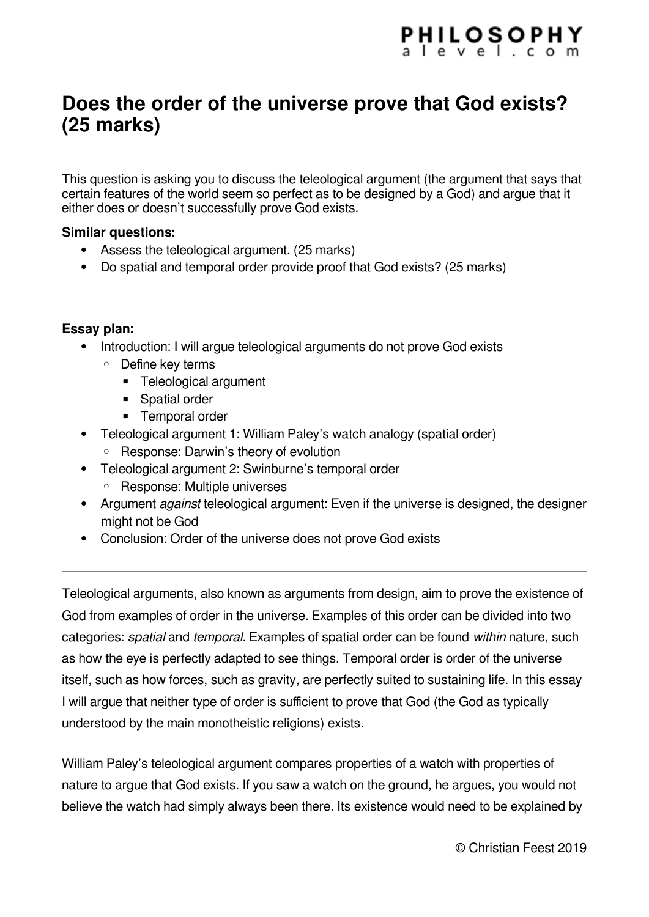# Does the order of the universe prove that God exists? (25 marks)

This question is asking you to discuss the teleological argument (the argument that says that certain features of the world seem so perfect as to be designed by a God) and argue that it either does or doesn't successfully prove God exists.

**Similar questions:**

- Assess the teleological argument. (25 marks)
- Do spatial and temporal order provide proof that God exists? (25 marks)

---

**Essay plan:**

- Introduction: I will argue teleological arguments do not prove God exists
  - Define key terms
    - Teleological argument
    - Spatial order
    - Temporal order
- Teleological argument 1: William Paley's watch analogy (spatial order)
  - Response: Darwin's theory of evolution
- Teleological argument 2: Swinburne's temporal order
  - Response: Multiple universes
- Argument *against* teleological argument: Even if the universe is designed, the designer might not be God
- Conclusion: Order of the universe does not prove God exists

---

Teleological arguments, also known as arguments from design, aim to prove the existence of God from examples of order in the universe. Examples of this order can be divided into two categories: *spatial* and *temporal*. Examples of spatial order can be found *within* nature, such as how the eye is perfectly adapted to see things. Temporal order is order of the universe itself, such as how forces, such as gravity, are perfectly suited to sustaining life. In this essay I will argue that neither type of order is sufficient to prove that God (the God as typically understood by the main monotheistic religions) exists.

William Paley's teleological argument compares properties of a watch with properties of nature to argue that God exists. If you saw a watch on the ground, he argues, you would not believe the watch had simply always been there. Its existence would need to be explained by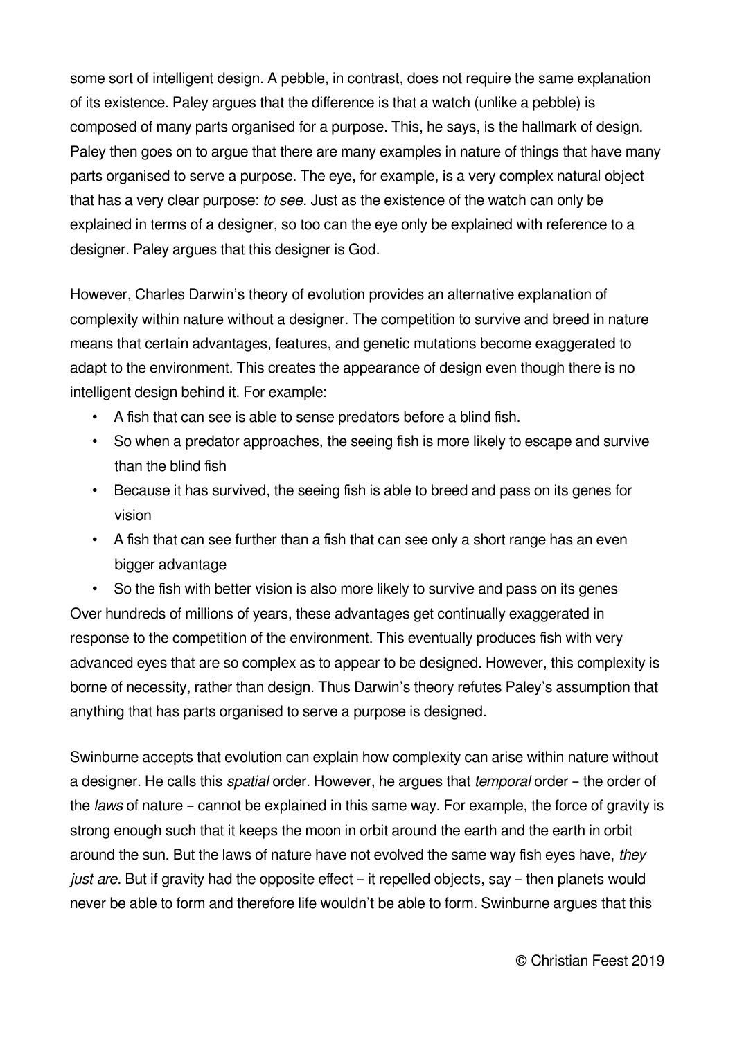some sort of intelligent design. A pebble, in contrast, does not require the same explanation of its existence. Paley argues that the difference is that a watch (unlike a pebble) is composed of many parts organised for a purpose. This, he says, is the hallmark of design. Paley then goes on to argue that there are many examples in nature of things that have many parts organised to serve a purpose. The eye, for example, is a very complex natural object that has a very clear purpose: *to see*. Just as the existence of the watch can only be explained in terms of a designer, so too can the eye only be explained with reference to a designer. Paley argues that this designer is God.

However, Charles Darwin's theory of evolution provides an alternative explanation of complexity within nature without a designer. The competition to survive and breed in nature means that certain advantages, features, and genetic mutations become exaggerated to adapt to the environment. This creates the appearance of design even though there is no intelligent design behind it. For example:

- A fish that can see is able to sense predators before a blind fish.
- So when a predator approaches, the seeing fish is more likely to escape and survive than the blind fish
- Because it has survived, the seeing fish is able to breed and pass on its genes for vision
- A fish that can see further than a fish that can see only a short range has an even bigger advantage
- So the fish with better vision is also more likely to survive and pass on its genes

Over hundreds of millions of years, these advantages get continually exaggerated in response to the competition of the environment. This eventually produces fish with very advanced eyes that are so complex as to appear to be designed. However, this complexity is borne of necessity, rather than design. Thus Darwin's theory refutes Paley's assumption that anything that has parts organised to serve a purpose is designed.

Swinburne accepts that evolution can explain how complexity can arise within nature without a designer. He calls this *spatial* order. However, he argues that *temporal* order – the order of the *laws* of nature – cannot be explained in this same way. For example, the force of gravity is strong enough such that it keeps the moon in orbit around the earth and the earth in orbit around the sun. But the laws of nature have not evolved the same way fish eyes have, *they just are*. But if gravity had the opposite effect – it repelled objects, say – then planets would never be able to form and therefore life wouldn't be able to form. Swinburne argues that this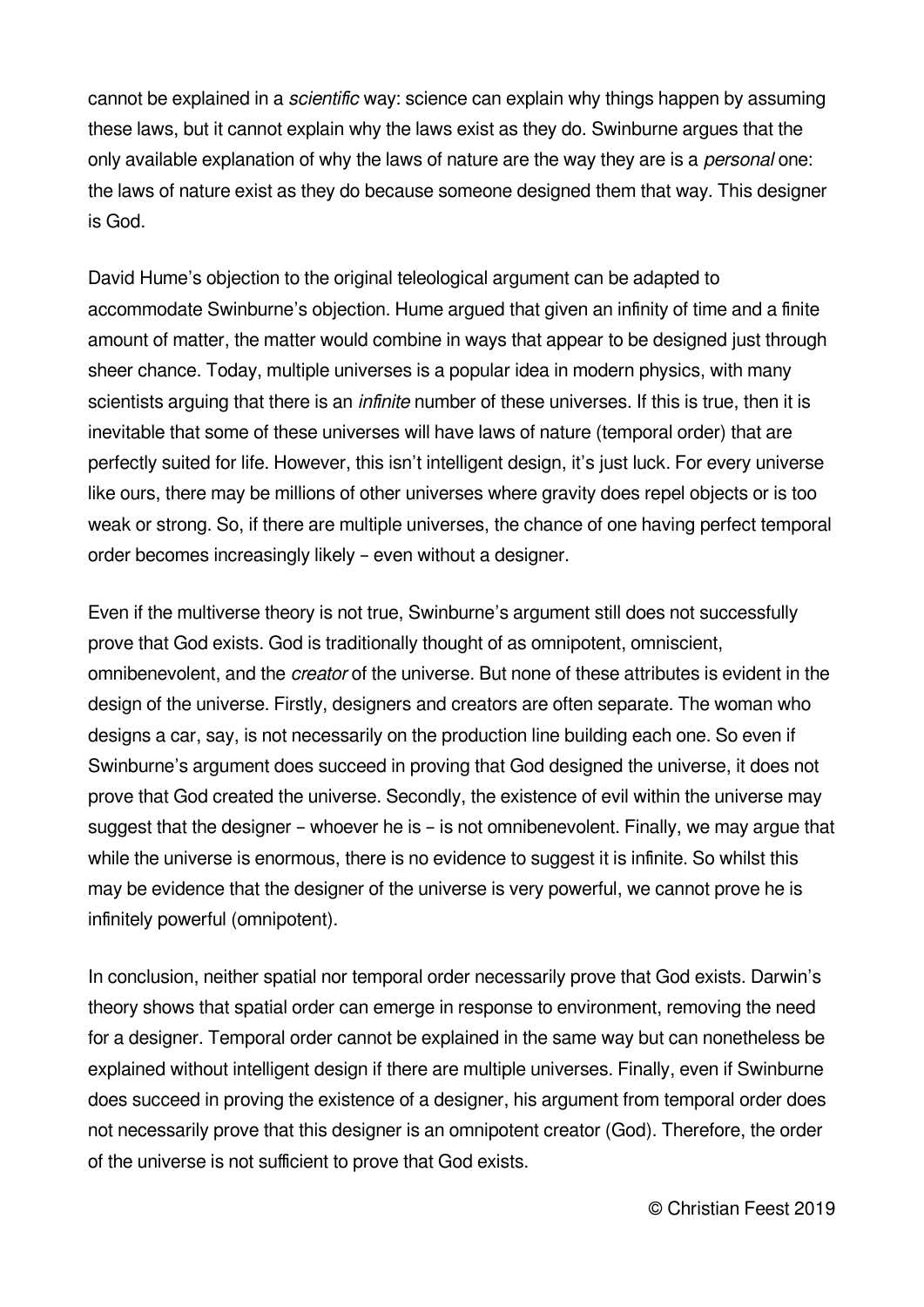cannot be explained in a *scientific* way: science can explain why things happen by assuming these laws, but it cannot explain why the laws exist as they do. Swinburne argues that the only available explanation of why the laws of nature are the way they are is a *personal* one: the laws of nature exist as they do because someone designed them that way. This designer is God.

David Hume's objection to the original teleological argument can be adapted to accommodate Swinburne's objection. Hume argued that given an infinity of time and a finite amount of matter, the matter would combine in ways that appear to be designed just through sheer chance. Today, multiple universes is a popular idea in modern physics, with many scientists arguing that there is an *infinite* number of these universes. If this is true, then it is inevitable that some of these universes will have laws of nature (temporal order) that are perfectly suited for life. However, this isn't intelligent design, it's just luck. For every universe like ours, there may be millions of other universes where gravity does repel objects or is too weak or strong. So, if there are multiple universes, the chance of one having perfect temporal order becomes increasingly likely – even without a designer.

Even if the multiverse theory is not true, Swinburne's argument still does not successfully prove that God exists. God is traditionally thought of as omnipotent, omniscient, omnibenevolent, and the *creator* of the universe. But none of these attributes is evident in the design of the universe. Firstly, designers and creators are often separate. The woman who designs a car, say, is not necessarily on the production line building each one. So even if Swinburne's argument does succeed in proving that God designed the universe, it does not prove that God created the universe. Secondly, the existence of evil within the universe may suggest that the designer – whoever he is – is not omnibenevolent. Finally, we may argue that while the universe is enormous, there is no evidence to suggest it is infinite. So whilst this may be evidence that the designer of the universe is very powerful, we cannot prove he is infinitely powerful (omnipotent).

In conclusion, neither spatial nor temporal order necessarily prove that God exists. Darwin's theory shows that spatial order can emerge in response to environment, removing the need for a designer. Temporal order cannot be explained in the same way but can nonetheless be explained without intelligent design if there are multiple universes. Finally, even if Swinburne does succeed in proving the existence of a designer, his argument from temporal order does not necessarily prove that this designer is an omnipotent creator (God). Therefore, the order of the universe is not sufficient to prove that God exists.

© Christian Feest 2019